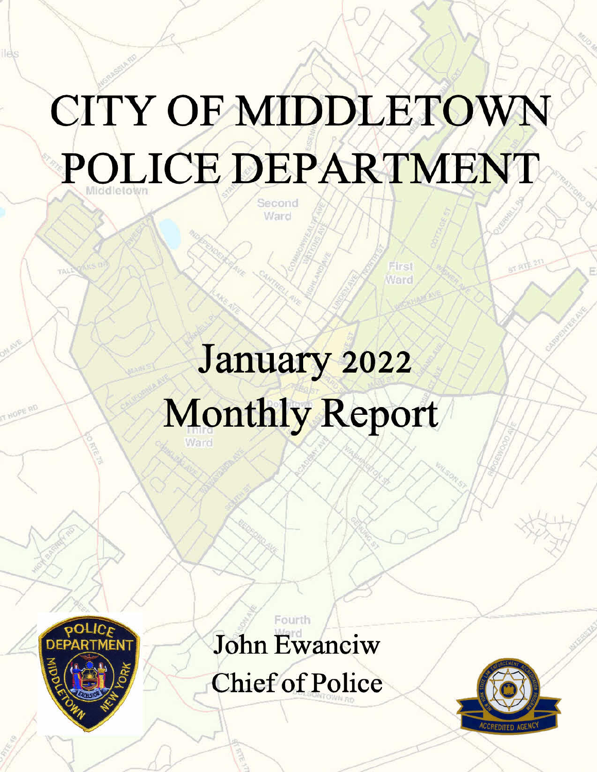# CITY OF MIDDLETOWN POLICE DEPARTMENT

## January 2022 Monthly Report

John Ewanciw

Chief of Police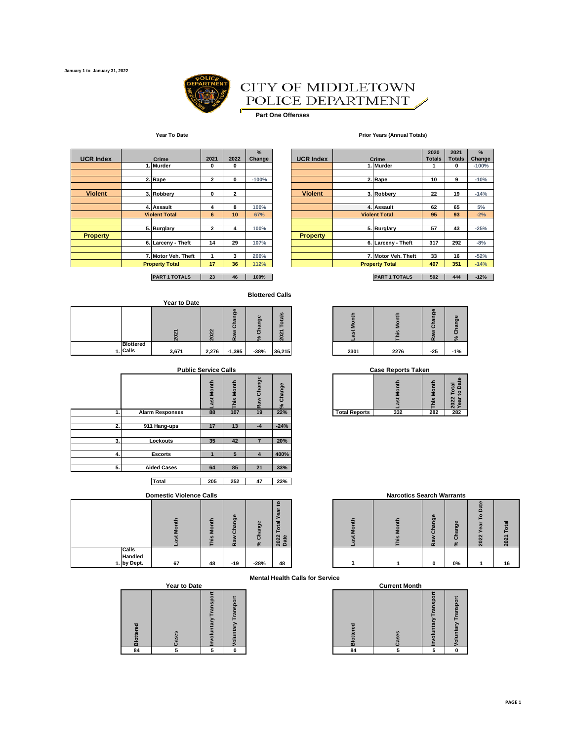January 1 to January 31, 2022

# CITY OF MIDDLETOWN POLICE DEPARTMENT

**Part One Offenses**

### Year To Date

| UCR Index | Crime | 2021 | 2022 | % Change |
|---|---|---|---|---|
| Violent | 1. Murder | 0 | 0 | |
| | 2. Rape | 2 | 0 | -100% |
| | 3. Robbery | 0 | 2 | |
| | 4. Assault | 4 | 8 | 100% |
| | Violent Total | 6 | 10 | 67% |
| Property | 5. Burglary | 2 | 4 | 100% |
| | 6. Larceny - Theft | 14 | 29 | 107% |
| | 7. Motor Veh. Theft | 1 | 3 | 200% |
| | Property Total | 17 | 36 | 112% |
| | PART 1 TOTALS | 23 | 46 | 100% |

### Prior Years (Annual Totals)

| UCR Index | Crime | 2020 Totals | 2021 Totals | % Change |
|---|---|---|---|---|
| Violent | 1. Murder | 1 | 0 | -100% |
| | 2. Rape | 10 | 9 | -10% |
| | 3. Robbery | 22 | 19 | -14% |
| | 4. Assault | 62 | 65 | 5% |
| | Violent Total | 95 | 93 | -2% |
| Property | 5. Burglary | 57 | 43 | -25% |
| | 6. Larceny - Theft | 317 | 292 | -8% |
| | 7. Motor Veh. Theft | 33 | 16 | -52% |
| | Property Total | 407 | 351 | -14% |
| | PART 1 TOTALS | 502 | 444 | -12% |

### Blottered Calls

**Year to Date**

| | 2021 | 2022 | Raw Change | % Change | 2021 Totals |
|---|---|---|---|---|---|
| 1. Blottered Calls | 3,671 | 2,276 | -1,395 | -38% | 36,215 |

| Last Month | This Month | Raw Change | % Change |
|---|---|---|---|
| 2301 | 2276 | -25 | -1% |

### Public Service Calls

| | | Last Month | This Month | Raw Change | % Change |
|---|---|---|---|---|---|
| 1. | Alarm Responses | 88 | 107 | 19 | 22% |
| 2. | 911 Hang-ups | 17 | 13 | -4 | -24% |
| 3. | Lockouts | 35 | 42 | 7 | 20% |
| 4. | Escorts | 1 | 5 | 4 | 400% |
| 5. | Aided Cases | 64 | 85 | 21 | 33% |
| | Total | 205 | 252 | 47 | 23% |

### Case Reports Taken

| | Last Month | This Month | 2022 Total Year to Date |
|---|---|---|---|
| Total Reports | 332 | 282 | 282 |

### Domestic Violence Calls

| | Last Month | This Month | Raw Change | % Change | 2022 Total Year to Date |
|---|---|---|---|---|---|
| 1. Calls Handled by Dept. | 67 | 48 | -19 | -28% | 48 |

### Narcotics Search Warrants

| Last Month | This Month | Raw Change | % Change | 2022 Year To Date | 2021 Total |
|---|---|---|---|---|---|
| 1 | 1 | 0 | 0% | 1 | 16 |

### Mental Health Calls for Service

**Year to Date**

| Blottered | Cases | Involuntary Transport | Voluntary Transport |
|---|---|---|---|
| 84 | 5 | 5 | 0 |

**Current Month**

| Blottered | Cases | Involuntary Transport | Voluntary Transport |
|---|---|---|---|
| 84 | 5 | 5 | 0 |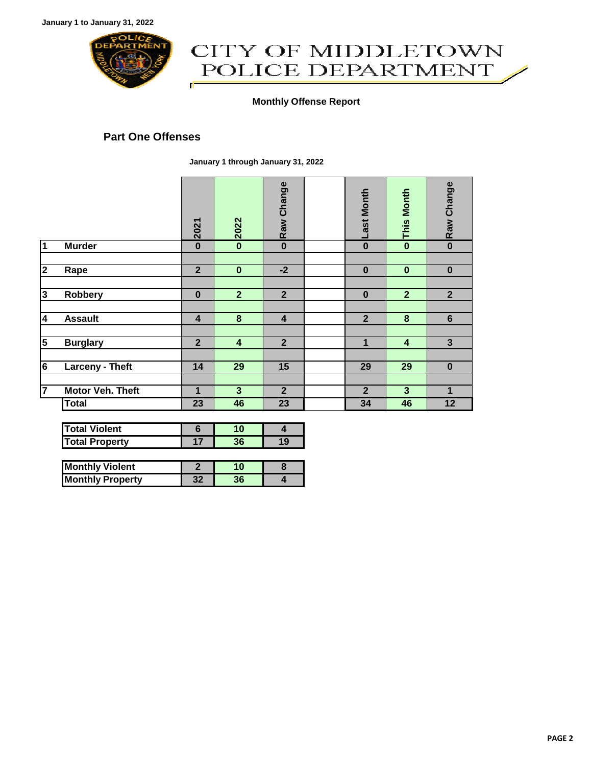January 1 to January 31, 2022

# CITY OF MIDDLETOWN POLICE DEPARTMENT

**Monthly Offense Report**

## Part One Offenses

**January 1 through January 31, 2022**

| | | 2021 | 2022 | Raw Change | | Last Month | This Month | Raw Change |
|---|---|---|---|---|---|---|---|---|
| 1 | Murder | 0 | 0 | 0 | | 0 | 0 | 0 |
| 2 | Rape | 2 | 0 | -2 | | 0 | 0 | 0 |
| 3 | Robbery | 0 | 2 | 2 | | 0 | 2 | 2 |
| 4 | Assault | 4 | 8 | 4 | | 2 | 8 | 6 |
| 5 | Burglary | 2 | 4 | 2 | | 1 | 4 | 3 |
| 6 | Larceny - Theft | 14 | 29 | 15 | | 29 | 29 | 0 |
| 7 | Motor Veh. Theft | 1 | 3 | 2 | | 2 | 3 | 1 |
| | Total | 23 | 46 | 23 | | 34 | 46 | 12 |

| | | | |
|---|---|---|---|
| Total Violent | 6 | 10 | 4 |
| Total Property | 17 | 36 | 19 |

| | | | |
|---|---|---|---|
| Monthly Violent | 2 | 10 | 8 |
| Monthly Property | 32 | 36 | 4 |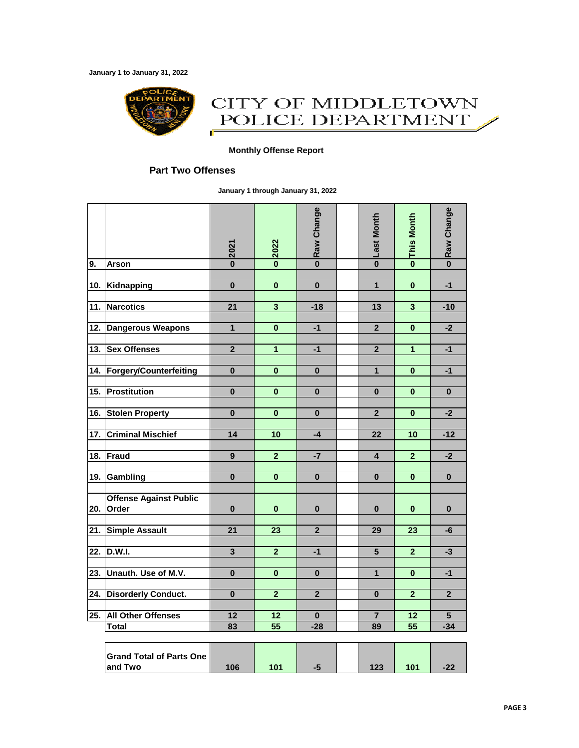January 1 to January 31, 2022

# CITY OF MIDDLETOWN POLICE DEPARTMENT

**Monthly Offense Report**

## Part Two Offenses

**January 1 through January 31, 2022**

| | | 2021 | 2022 | Raw Change | | Last Month | This Month | Raw Change |
|---|---|---|---|---|---|---|---|---|
| 9. | Arson | 0 | 0 | 0 | | 0 | 0 | 0 |
| 10. | Kidnapping | 0 | 0 | 0 | | 1 | 0 | -1 |
| 11. | Narcotics | 21 | 3 | -18 | | 13 | 3 | -10 |
| 12. | Dangerous Weapons | 1 | 0 | -1 | | 2 | 0 | -2 |
| 13. | Sex Offenses | 2 | 1 | -1 | | 2 | 1 | -1 |
| 14. | Forgery/Counterfeiting | 0 | 0 | 0 | | 1 | 0 | -1 |
| 15. | Prostitution | 0 | 0 | 0 | | 0 | 0 | 0 |
| 16. | Stolen Property | 0 | 0 | 0 | | 2 | 0 | -2 |
| 17. | Criminal Mischief | 14 | 10 | -4 | | 22 | 10 | -12 |
| 18. | Fraud | 9 | 2 | -7 | | 4 | 2 | -2 |
| 19. | Gambling | 0 | 0 | 0 | | 0 | 0 | 0 |
| 20. | Offense Against Public Order | 0 | 0 | 0 | | 0 | 0 | 0 |
| 21. | Simple Assault | 21 | 23 | 2 | | 29 | 23 | -6 |
| 22. | D.W.I. | 3 | 2 | -1 | | 5 | 2 | -3 |
| 23. | Unauth. Use of M.V. | 0 | 0 | 0 | | 1 | 0 | -1 |
| 24. | Disorderly Conduct. | 0 | 2 | 2 | | 0 | 2 | 2 |
| 25. | All Other Offenses | 12 | 12 | 0 | | 7 | 12 | 5 |
| | Total | 83 | 55 | -28 | | 89 | 55 | -34 |

| | 2021 | 2022 | Raw Change | | Last Month | This Month | Raw Change |
|---|---|---|---|---|---|---|---|
| Grand Total of Parts One and Two | 106 | 101 | -5 | | 123 | 101 | -22 |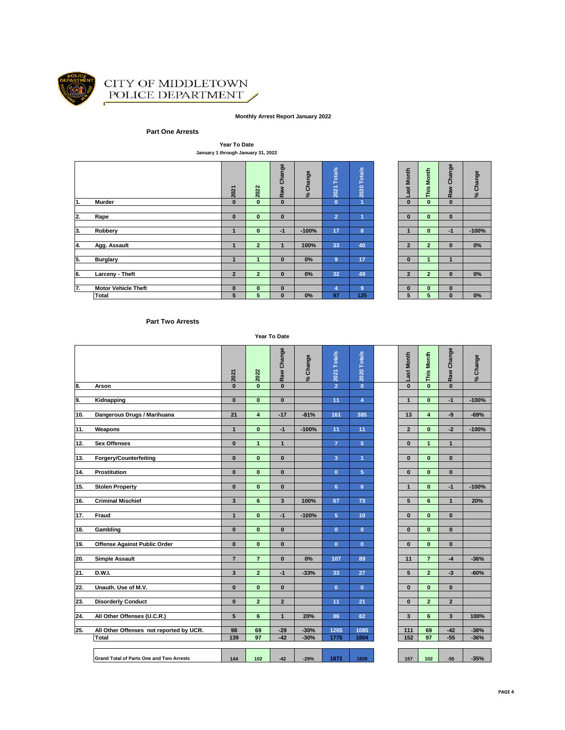# CITY OF MIDDLETOWN POLICE DEPARTMENT

**Monthly Arrest Report January 2022**

## Part One Arrests

**Year To Date**
**January 1 through January 31, 2022**

| | | 2021 | 2022 | Raw Change | % Change | 2021 Totals | 2020 Totals | Last Month | This Month | Raw Change | % Change |
|---|---|---|---|---|---|---|---|---|---|---|---|
| 1. | Murder | 0 | 0 | 0 | | 0 | 1 | 0 | 0 | 0 | |
| 2. | Rape | 0 | 0 | 0 | | 2 | 1 | 0 | 0 | 0 | |
| 3. | Robbery | 1 | 0 | -1 | -100% | 17 | 8 | 1 | 0 | -1 | -100% |
| 4. | Agg. Assault | 1 | 2 | 1 | 100% | 33 | 40 | 2 | 2 | 0 | 0% |
| 5. | Burglary | 1 | 1 | 0 | 0% | 9 | 17 | 0 | 1 | 1 | |
| 6. | Larceny - Theft | 2 | 2 | 0 | 0% | 32 | 49 | 2 | 2 | 0 | 0% |
| 7. | Motor Vehicle Theft | 0 | 0 | 0 | | 4 | 9 | 0 | 0 | 0 | |
| | Total | 5 | 5 | 0 | 0% | 97 | 125 | 5 | 5 | 0 | 0% |

## Part Two Arrests

**Year To Date**

| | | 2021 | 2022 | Raw Change | % Change | 2021 Totals | 2020 Totals | Last Month | This Month | Raw Change | % Change |
|---|---|---|---|---|---|---|---|---|---|---|---|
| 8. | Arson | 0 | 0 | 0 | | 2 | 0 | 0 | 0 | 0 | |
| 9. | Kidnapping | 0 | 0 | 0 | | 11 | 4 | 1 | 0 | -1 | -100% |
| 10. | Dangerous Drugs / Marihuana | 21 | 4 | -17 | -81% | 161 | 385 | 13 | 4 | -9 | -69% |
| 11. | Weapons | 1 | 0 | -1 | -100% | 11 | 11 | 2 | 0 | -2 | -100% |
| 12. | Sex Offenses | 0 | 1 | 1 | | 7 | 5 | 0 | 1 | 1 | |
| 13. | Forgery/Counterfeiting | 0 | 0 | 0 | | 3 | 1 | 0 | 0 | 0 | |
| 14. | Prostitution | 0 | 0 | 0 | | 0 | 5 | 0 | 0 | 0 | |
| 15. | Stolen Property | 0 | 0 | 0 | | 6 | 6 | 1 | 0 | -1 | -100% |
| 16. | Criminal Mischief | 3 | 6 | 3 | 100% | 67 | 73 | 5 | 6 | 1 | 20% |
| 17. | Fraud | 1 | 0 | -1 | -100% | 5 | 10 | 0 | 0 | 0 | |
| 18. | Gambling | 0 | 0 | 0 | | 0 | 0 | 0 | 0 | 0 | |
| 19. | Offense Against Public Order | 0 | 0 | 0 | | 0 | 0 | 0 | 0 | 0 | |
| 20. | Simple Assault | 7 | 7 | 0 | 0% | 107 | 89 | 11 | 7 | -4 | -36% |
| 21. | D.W.I. | 3 | 2 | -1 | -33% | 33 | 27 | 5 | 2 | -3 | -60% |
| 22. | Unauth. Use of M.V. | 0 | 0 | 0 | | 0 | 0 | 0 | 0 | 0 | |
| 23. | Disorderly Conduct | 0 | 2 | 2 | | 11 | 21 | 0 | 2 | 2 | |
| 24. | All Other Offenses (U.C.R.) | 5 | 6 | 1 | 20% | 86 | 82 | 3 | 6 | 3 | 100% |
| 25. | All Other Offenses not reported by UCR. | 98 | 69 | -29 | -30% | 1265 | 1085 | 111 | 69 | -42 | -38% |
| | Total | 139 | 97 | -42 | -30% | 1775 | 1804 | 152 | 97 | -55 | -36% |
| | Grand Total of Parts One and Two Arrests | 144 | 102 | -42 | -29% | 1872 | 1929 | 157 | 102 | -55 | -35% |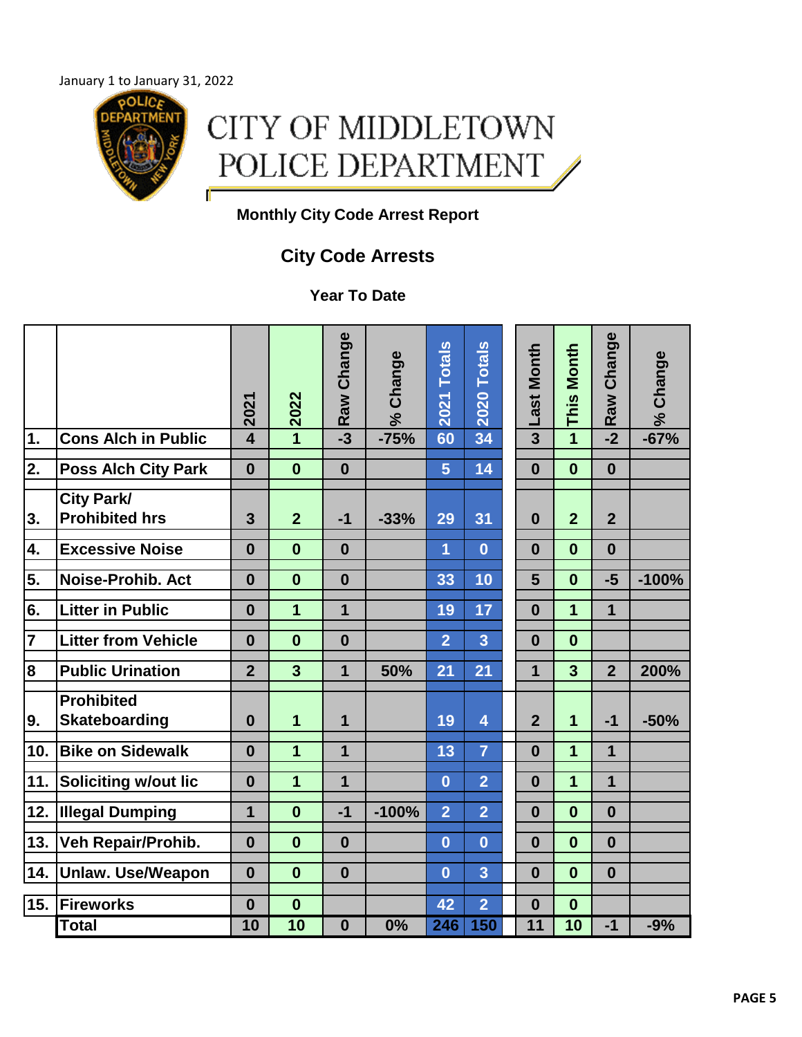January 1 to January 31, 2022

# CITY OF MIDDLETOWN POLICE DEPARTMENT

**Monthly City Code Arrest Report**

## City Code Arrests

**Year To Date**

| | | 2021 | 2022 | Raw Change | % Change | 2021 Totals | 2020 Totals | Last Month | This Month | Raw Change | % Change |
|---|---|---|---|---|---|---|---|---|---|---|---|
| 1. | Cons Alch in Public | 4 | 1 | -3 | -75% | 60 | 34 | 3 | 1 | -2 | -67% |
| 2. | Poss Alch City Park | 0 | 0 | 0 | | 5 | 14 | 0 | 0 | 0 | |
| 3. | City Park/ Prohibited hrs | 3 | 2 | -1 | -33% | 29 | 31 | 0 | 2 | 2 | |
| 4. | Excessive Noise | 0 | 0 | 0 | | 1 | 0 | 0 | 0 | 0 | |
| 5. | Noise-Prohib. Act | 0 | 0 | 0 | | 33 | 10 | 5 | 0 | -5 | -100% |
| 6. | Litter in Public | 0 | 1 | 1 | | 19 | 17 | 0 | 1 | 1 | |
| 7 | Litter from Vehicle | 0 | 0 | 0 | | 2 | 3 | 0 | 0 | | |
| 8 | Public Urination | 2 | 3 | 1 | 50% | 21 | 21 | 1 | 3 | 2 | 200% |
| 9. | Prohibited Skateboarding | 0 | 1 | 1 | | 19 | 4 | 2 | 1 | -1 | -50% |
| 10. | Bike on Sidewalk | 0 | 1 | 1 | | 13 | 7 | 0 | 1 | 1 | |
| 11. | Soliciting w/out lic | 0 | 1 | 1 | | 0 | 2 | 0 | 1 | 1 | |
| 12. | Illegal Dumping | 1 | 0 | -1 | -100% | 2 | 2 | 0 | 0 | 0 | |
| 13. | Veh Repair/Prohib. | 0 | 0 | 0 | | 0 | 0 | 0 | 0 | 0 | |
| 14. | Unlaw. Use/Weapon | 0 | 0 | 0 | | 0 | 3 | 0 | 0 | 0 | |
| 15. | Fireworks | 0 | 0 | | | 42 | 2 | 0 | 0 | | |
| | Total | 10 | 10 | 0 | 0% | 246 | 150 | 11 | 10 | -1 | -9% |